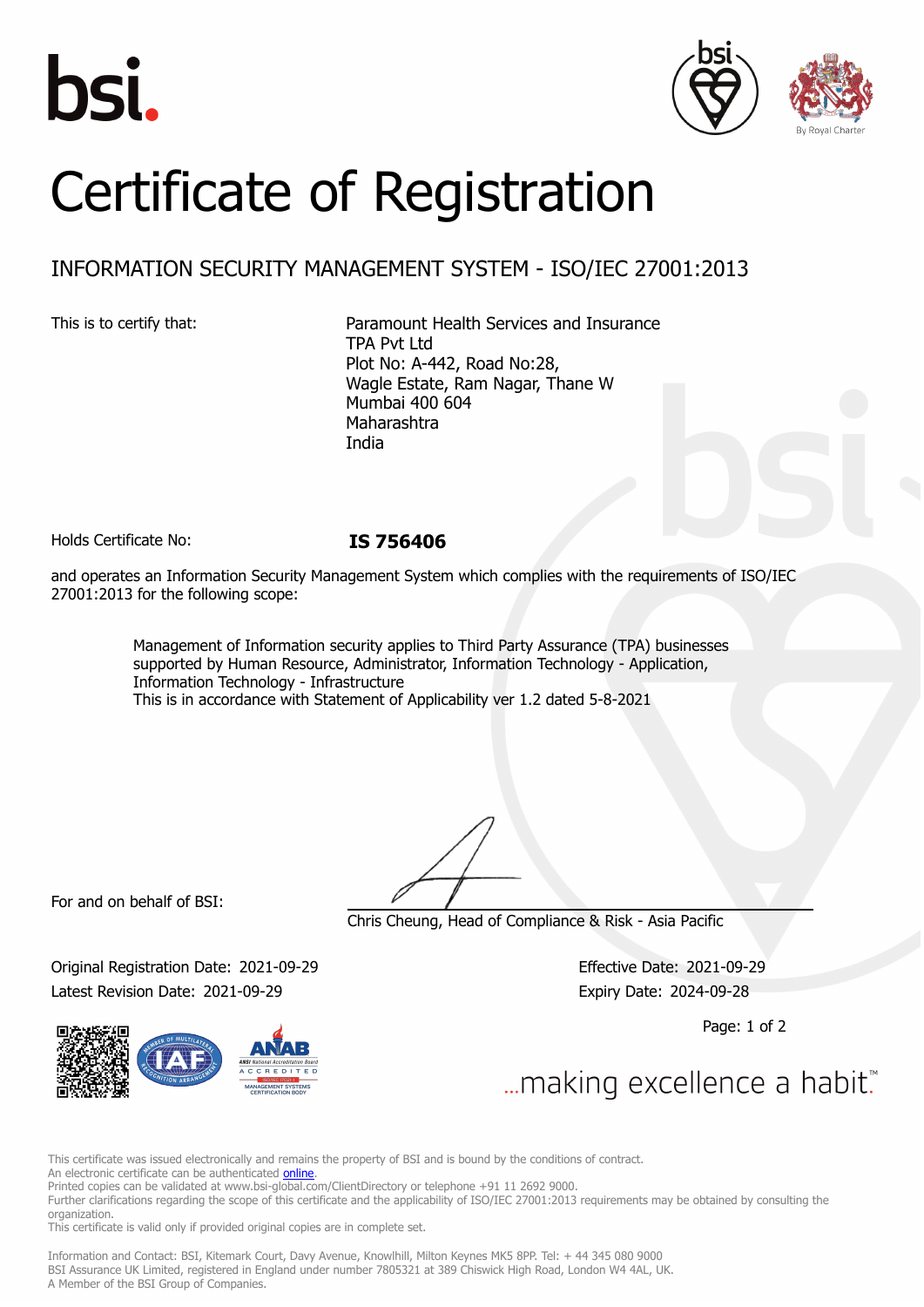bsi.

# Certificate of Registration

## INFORMATION SECURITY MANAGEMENT SYSTEM - ISO/IEC 27001:2013

This is to certify that:

Paramount Health Services and Insurance TPA Pvt Ltd
Plot No: A-442, Road No:28,
Wagle Estate, Ram Nagar, Thane W
Mumbai 400 604
Maharashtra
India

Holds Certificate No: **IS 756406**

and operates an Information Security Management System which complies with the requirements of ISO/IEC 27001:2013 for the following scope:

> Management of Information security applies to Third Party Assurance (TPA) businesses supported by Human Resource, Administrator, Information Technology - Application, Information Technology - Infrastructure
> This is in accordance with Statement of Applicability ver 1.2 dated 5-8-2021

For and on behalf of BSI:

Chris Cheung, Head of Compliance & Risk - Asia Pacific

Original Registration Date: 2021-09-29
Latest Revision Date: 2021-09-29

Effective Date: 2021-09-29
Expiry Date: 2024-09-28

...making excellence a habit.™

This certificate was issued electronically and remains the property of BSI and is bound by the conditions of contract.
An electronic certificate can be authenticated online.
Printed copies can be validated at www.bsi-global.com/ClientDirectory or telephone +91 11 2692 9000.
Further clarifications regarding the scope of this certificate and the applicability of ISO/IEC 27001:2013 requirements may be obtained by consulting the organization.
This certificate is valid only if provided original copies are in complete set.

Information and Contact: BSI, Kitemark Court, Davy Avenue, Knowlhill, Milton Keynes MK5 8PP. Tel: + 44 345 080 9000
BSI Assurance UK Limited, registered in England under number 7805321 at 389 Chiswick High Road, London W4 4AL, UK.
A Member of the BSI Group of Companies.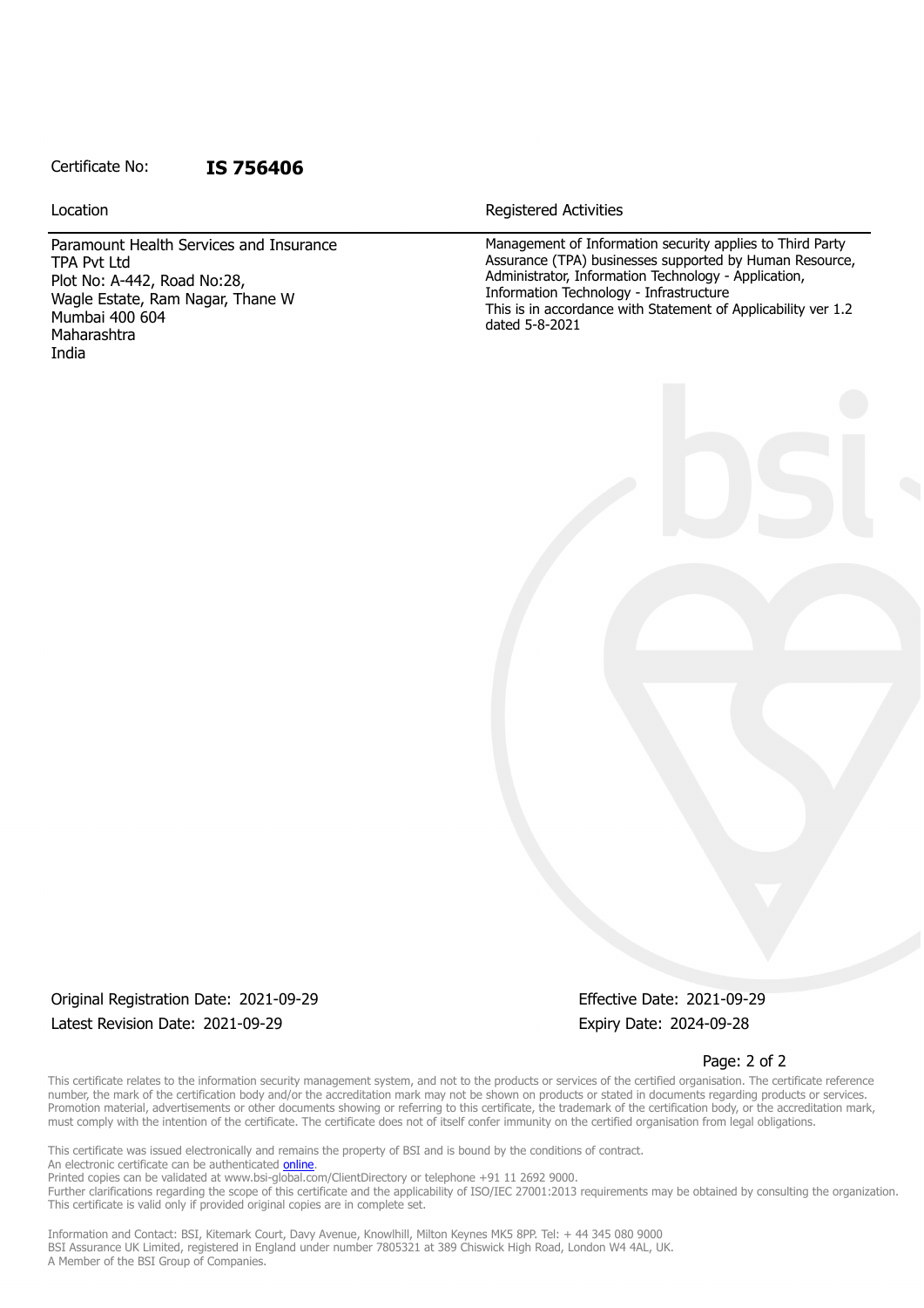Certificate No: **IS 756406**

| Location | Registered Activities |
| --- | --- |
| Paramount Health Services and Insurance TPA Pvt Ltd<br>Plot No: A-442, Road No:28,<br>Wagle Estate, Ram Nagar, Thane W<br>Mumbai 400 604<br>Maharashtra<br>India | Management of Information security applies to Third Party Assurance (TPA) businesses supported by Human Resource, Administrator, Information Technology - Application, Information Technology - Infrastructure<br>This is in accordance with Statement of Applicability ver 1.2 dated 5-8-2021 |

Original Registration Date: 2021-09-29

Latest Revision Date: 2021-09-29

Effective Date: 2021-09-29

Expiry Date: 2024-09-28

This certificate relates to the information security management system, and not to the products or services of the certified organisation. The certificate reference number, the mark of the certification body and/or the accreditation mark may not be shown on products or stated in documents regarding products or services. Promotion material, advertisements or other documents showing or referring to this certificate, the trademark of the certification body, or the accreditation mark, must comply with the intention of the certificate. The certificate does not of itself confer immunity on the certified organisation from legal obligations.

This certificate was issued electronically and remains the property of BSI and is bound by the conditions of contract.
An electronic certificate can be authenticated online.
Printed copies can be validated at www.bsi-global.com/ClientDirectory or telephone +91 11 2692 9000.
Further clarifications regarding the scope of this certificate and the applicability of ISO/IEC 27001:2013 requirements may be obtained by consulting the organization.
This certificate is valid only if provided original copies are in complete set.

Information and Contact: BSI, Kitemark Court, Davy Avenue, Knowlhill, Milton Keynes MK5 8PP. Tel: + 44 345 080 9000
BSI Assurance UK Limited, registered in England under number 7805321 at 389 Chiswick High Road, London W4 4AL, UK.
A Member of the BSI Group of Companies.